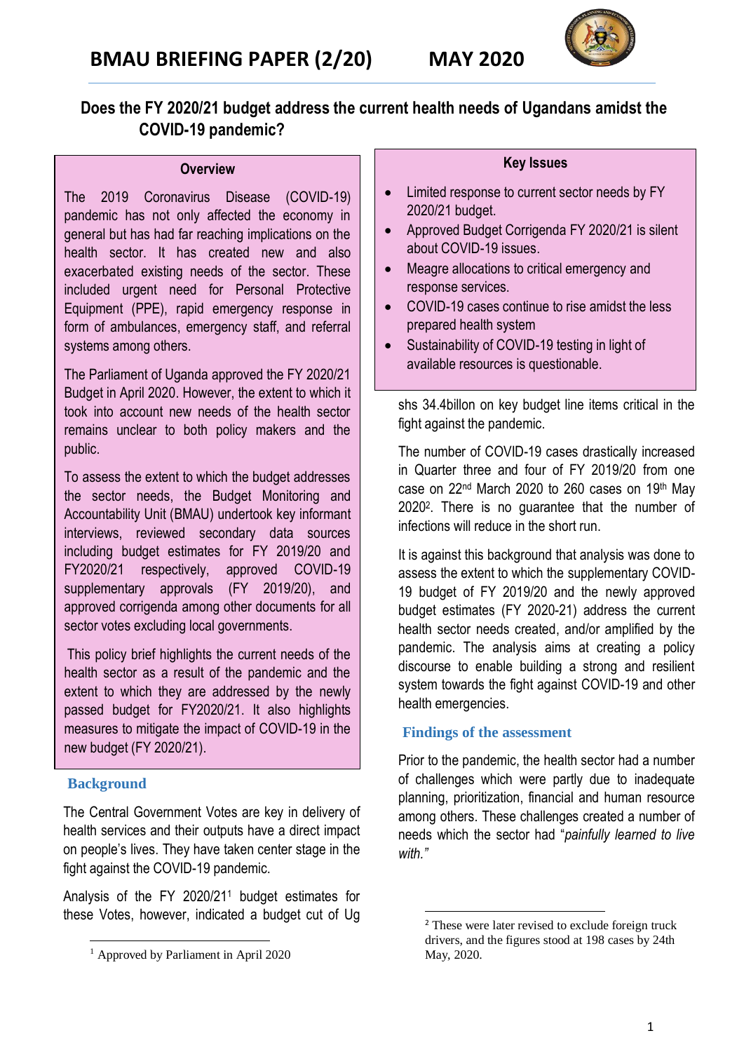# BMAU BRIEFING PAPER (2/20) MAY 2020

## Does the FY 2020/21 budget address the current health needs of Ugandans amidst the COVID-19 pandemic?

### Overview

The 2019 Coronavirus Disease (COVID-19) pandemic has not only affected the economy in general but has had far reaching implications on the health sector. It has created new and also exacerbated existing needs of the sector. These included urgent need for Personal Protective Equipment (PPE), rapid emergency response in form of ambulances, emergency staff, and referral systems among others.

The Parliament of Uganda approved the FY 2020/21 Budget in April 2020. However, the extent to which it took into account new needs of the health sector remains unclear to both policy makers and the public.

To assess the extent to which the budget addresses the sector needs, the Budget Monitoring and Accountability Unit (BMAU) undertook key informant interviews, reviewed secondary data sources including budget estimates for FY 2019/20 and FY2020/21 respectively, approved COVID-19 supplementary approvals (FY 2019/20), and approved corrigenda among other documents for all sector votes excluding local governments.

This policy brief highlights the current needs of the health sector as a result of the pandemic and the extent to which they are addressed by the newly passed budget for FY2020/21. It also highlights measures to mitigate the impact of COVID-19 in the new budget (FY 2020/21).

### Key Issues

- Limited response to current sector needs by FY 2020/21 budget.
- Approved Budget Corrigenda FY 2020/21 is silent about COVID-19 issues.
- Meagre allocations to critical emergency and response services.
- COVID-19 cases continue to rise amidst the less prepared health system
- Sustainability of COVID-19 testing in light of available resources is questionable.

## Background

The Central Government Votes are key in delivery of health services and their outputs have a direct impact on people's lives. They have taken center stage in the fight against the COVID-19 pandemic.

Analysis of the FY 2020/21[1] budget estimates for these Votes, however, indicated a budget cut of Ug shs 34.4billon on key budget line items critical in the fight against the pandemic.

The number of COVID-19 cases drastically increased in Quarter three and four of FY 2019/20 from one case on 22nd March 2020 to 260 cases on 19th May 2020[2]. There is no guarantee that the number of infections will reduce in the short run.

It is against this background that analysis was done to assess the extent to which the supplementary COVID-19 budget of FY 2019/20 and the newly approved budget estimates (FY 2020-21) address the current health sector needs created, and/or amplified by the pandemic. The analysis aims at creating a policy discourse to enable building a strong and resilient system towards the fight against COVID-19 and other health emergencies.

## Findings of the assessment

Prior to the pandemic, the health sector had a number of challenges which were partly due to inadequate planning, prioritization, financial and human resource among others. These challenges created a number of needs which the sector had "*painfully learned to live with.*"

[1] Approved by Parliament in April 2020

[2] These were later revised to exclude foreign truck drivers, and the figures stood at 198 cases by 24th May, 2020.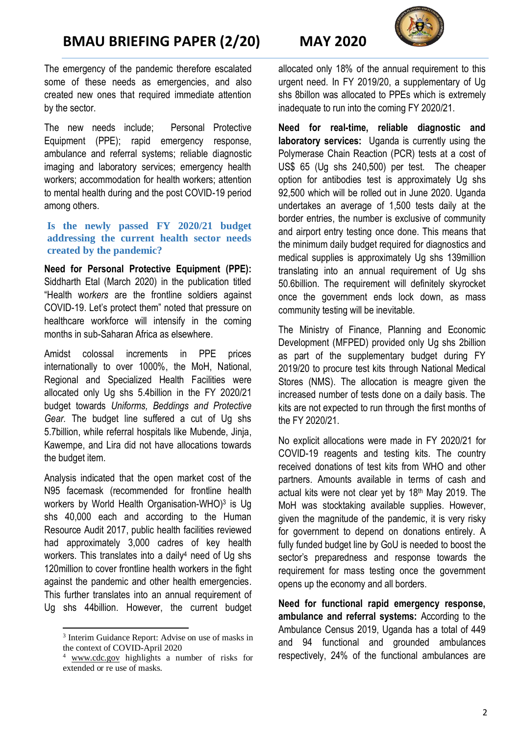The emergency of the pandemic therefore escalated some of these needs as emergencies, and also created new ones that required immediate attention by the sector.

The new needs include; Personal Protective Equipment (PPE); rapid emergency response, ambulance and referral systems; reliable diagnostic imaging and laboratory services; emergency health workers; accommodation for health workers; attention to mental health during and the post COVID-19 period among others.

### Is the newly passed FY 2020/21 budget addressing the current health sector needs created by the pandemic?

**Need for Personal Protective Equipment (PPE):** Siddharth Etal (March 2020) in the publication titled "Health wo*rkers* are the frontline soldiers against COVID-19. Let's protect them" noted that pressure on healthcare workforce will intensify in the coming months in sub-Saharan Africa as elsewhere.

Amidst colossal increments in PPE prices internationally to over 1000%, the MoH, National, Regional and Specialized Health Facilities were allocated only Ug shs 5.4billion in the FY 2020/21 budget towards *Uniforms, Beddings and Protective Gear.* The budget line suffered a cut of Ug shs 5.7billion, while referral hospitals like Mubende, Jinja, Kawempe, and Lira did not have allocations towards the budget item.

Analysis indicated that the open market cost of the N95 facemask (recommended for frontline health workers by World Health Organisation-WHO)[3] is Ug shs 40,000 each and according to the Human Resource Audit 2017, public health facilities reviewed had approximately 3,000 cadres of key health workers. This translates into a daily[4] need of Ug shs 120million to cover frontline health workers in the fight against the pandemic and other health emergencies. This further translates into an annual requirement of Ug shs 44billion. However, the current budget allocated only 18% of the annual requirement to this urgent need. In FY 2019/20, a supplementary of Ug shs 8billon was allocated to PPEs which is extremely inadequate to run into the coming FY 2020/21.

**Need for real-time, reliable diagnostic and laboratory services:** Uganda is currently using the Polymerase Chain Reaction (PCR) tests at a cost of US$ 65 (Ug shs 240,500) per test. The cheaper option for antibodies test is approximately Ug shs 92,500 which will be rolled out in June 2020. Uganda undertakes an average of 1,500 tests daily at the border entries, the number is exclusive of community and airport entry testing once done. This means that the minimum daily budget required for diagnostics and medical supplies is approximately Ug shs 139million translating into an annual requirement of Ug shs 50.6billion. The requirement will definitely skyrocket once the government ends lock down, as mass community testing will be inevitable.

The Ministry of Finance, Planning and Economic Development (MFPED) provided only Ug shs 2billion as part of the supplementary budget during FY 2019/20 to procure test kits through National Medical Stores (NMS). The allocation is meagre given the increased number of tests done on a daily basis. The kits are not expected to run through the first months of the FY 2020/21.

No explicit allocations were made in FY 2020/21 for COVID-19 reagents and testing kits. The country received donations of test kits from WHO and other partners. Amounts available in terms of cash and actual kits were not clear yet by 18th May 2019. The MoH was stocktaking available supplies. However, given the magnitude of the pandemic, it is very risky for government to depend on donations entirely. A fully funded budget line by GoU is needed to boost the sector's preparedness and response towards the requirement for mass testing once the government opens up the economy and all borders.

**Need for functional rapid emergency response, ambulance and referral systems:** According to the Ambulance Census 2019, Uganda has a total of 449 and 94 functional and grounded ambulances respectively, 24% of the functional ambulances are

---

[3] Interim Guidance Report: Advise on use of masks in the context of COVID-April 2020

[4] www.cdc.gov highlights a number of risks for extended or re use of masks.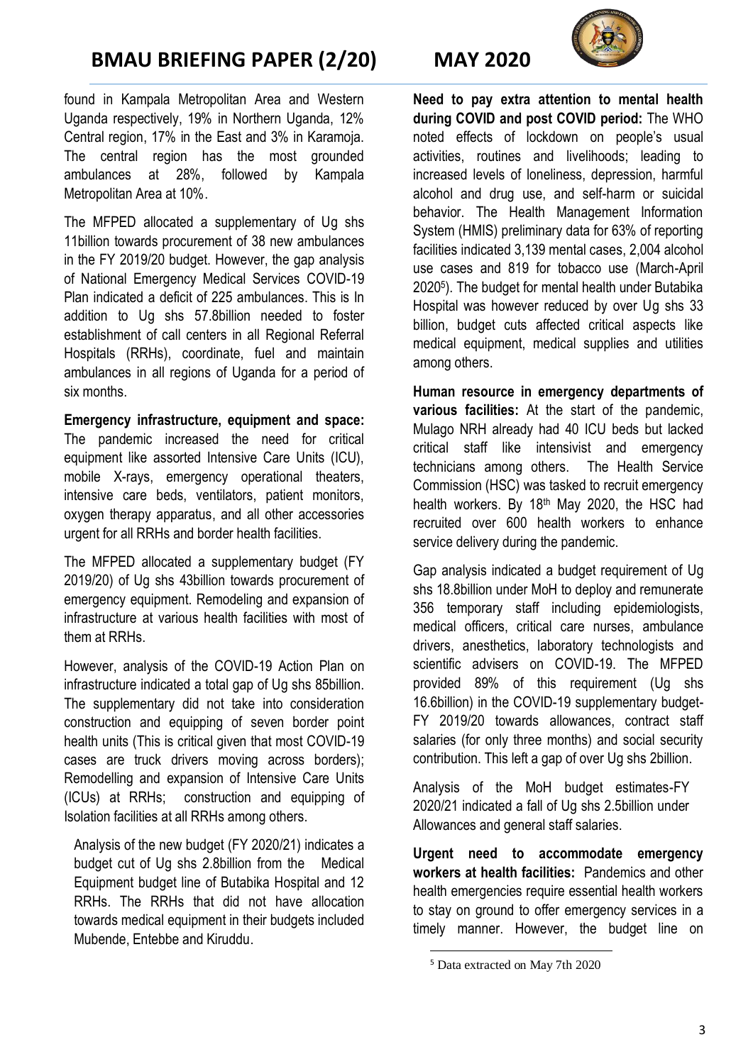found in Kampala Metropolitan Area and Western Uganda respectively, 19% in Northern Uganda, 12% Central region, 17% in the East and 3% in Karamoja. The central region has the most grounded ambulances at 28%, followed by Kampala Metropolitan Area at 10%.

The MFPED allocated a supplementary of Ug shs 11billion towards procurement of 38 new ambulances in the FY 2019/20 budget. However, the gap analysis of National Emergency Medical Services COVID-19 Plan indicated a deficit of 225 ambulances. This is In addition to Ug shs 57.8billion needed to foster establishment of call centers in all Regional Referral Hospitals (RRHs), coordinate, fuel and maintain ambulances in all regions of Uganda for a period of six months.

**Emergency infrastructure, equipment and space:** The pandemic increased the need for critical equipment like assorted Intensive Care Units (ICU), mobile X-rays, emergency operational theaters, intensive care beds, ventilators, patient monitors, oxygen therapy apparatus, and all other accessories urgent for all RRHs and border health facilities.

The MFPED allocated a supplementary budget (FY 2019/20) of Ug shs 43billion towards procurement of emergency equipment. Remodeling and expansion of infrastructure at various health facilities with most of them at RRHs.

However, analysis of the COVID-19 Action Plan on infrastructure indicated a total gap of Ug shs 85billion. The supplementary did not take into consideration construction and equipping of seven border point health units (This is critical given that most COVID-19 cases are truck drivers moving across borders); Remodelling and expansion of Intensive Care Units (ICUs) at RRHs; construction and equipping of Isolation facilities at all RRHs among others.

Analysis of the new budget (FY 2020/21) indicates a budget cut of Ug shs 2.8billion from the Medical Equipment budget line of Butabika Hospital and 12 RRHs. The RRHs that did not have allocation towards medical equipment in their budgets included Mubende, Entebbe and Kiruddu.

**Need to pay extra attention to mental health during COVID and post COVID period:** The WHO noted effects of lockdown on people's usual activities, routines and livelihoods; leading to increased levels of loneliness, depression, harmful alcohol and drug use, and self-harm or suicidal behavior. The Health Management Information System (HMIS) preliminary data for 63% of reporting facilities indicated 3,139 mental cases, 2,004 alcohol use cases and 819 for tobacco use (March-April 2020[5]). The budget for mental health under Butabika Hospital was however reduced by over Ug shs 33 billion, budget cuts affected critical aspects like medical equipment, medical supplies and utilities among others.

**Human resource in emergency departments of various facilities:** At the start of the pandemic, Mulago NRH already had 40 ICU beds but lacked critical staff like intensivist and emergency technicians among others. The Health Service Commission (HSC) was tasked to recruit emergency health workers. By 18th May 2020, the HSC had recruited over 600 health workers to enhance service delivery during the pandemic.

Gap analysis indicated a budget requirement of Ug shs 18.8billion under MoH to deploy and remunerate 356 temporary staff including epidemiologists, medical officers, critical care nurses, ambulance drivers, anesthetics, laboratory technologists and scientific advisers on COVID-19. The MFPED provided 89% of this requirement (Ug shs 16.6billion) in the COVID-19 supplementary budget-FY 2019/20 towards allowances, contract staff salaries (for only three months) and social security contribution. This left a gap of over Ug shs 2billion.

Analysis of the MoH budget estimates-FY 2020/21 indicated a fall of Ug shs 2.5billion under Allowances and general staff salaries.

**Urgent need to accommodate emergency workers at health facilities:** Pandemics and other health emergencies require essential health workers to stay on ground to offer emergency services in a timely manner. However, the budget line on

[5] Data extracted on May 7th 2020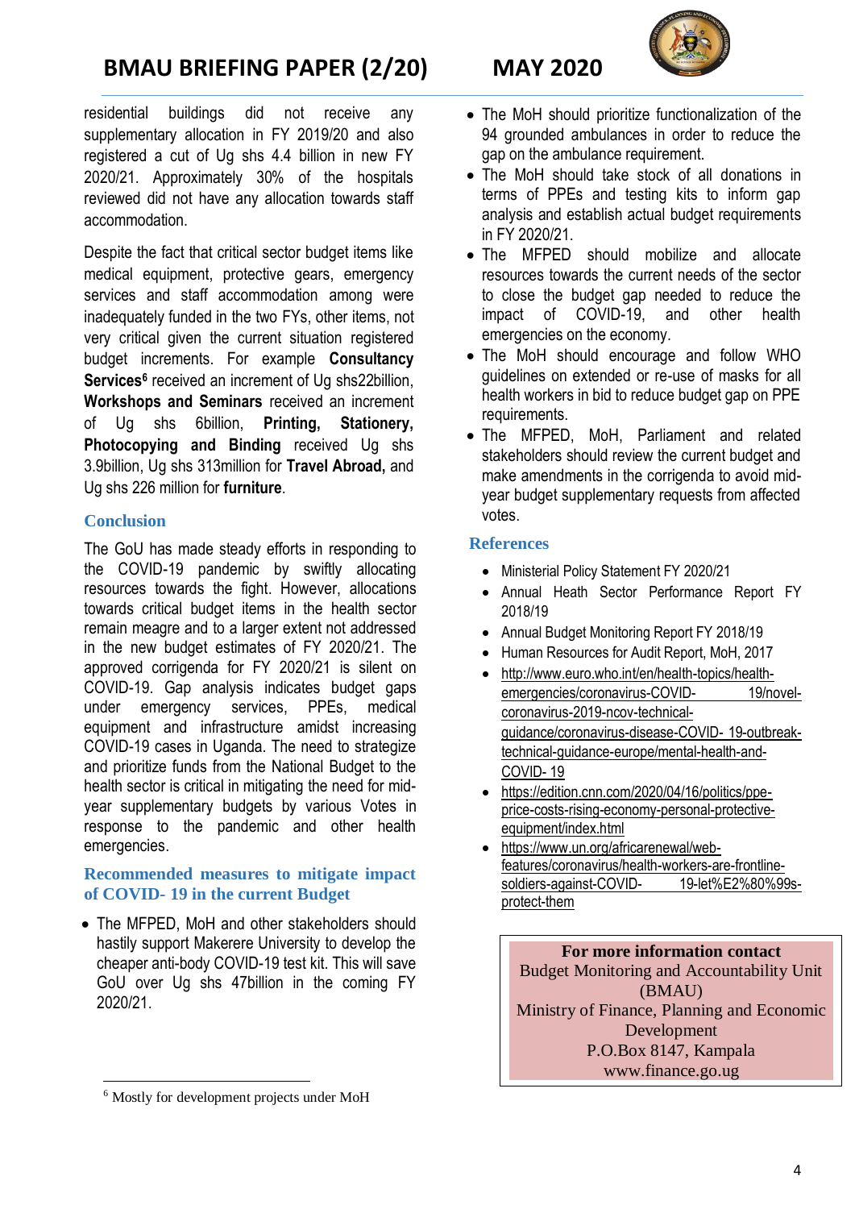residential buildings did not receive any supplementary allocation in FY 2019/20 and also registered a cut of Ug shs 4.4 billion in new FY 2020/21. Approximately 30% of the hospitals reviewed did not have any allocation towards staff accommodation.

Despite the fact that critical sector budget items like medical equipment, protective gears, emergency services and staff accommodation among were inadequately funded in the two FYs, other items, not very critical given the current situation registered budget increments. For example **Consultancy Services**[6] received an increment of Ug shs22billion, **Workshops and Seminars** received an increment of Ug shs 6billion, **Printing, Stationery, Photocopying and Binding** received Ug shs 3.9billion, Ug shs 313million for **Travel Abroad,** and Ug shs 226 million for **furniture**.

## Conclusion

The GoU has made steady efforts in responding to the COVID-19 pandemic by swiftly allocating resources towards the fight. However, allocations towards critical budget items in the health sector remain meagre and to a larger extent not addressed in the new budget estimates of FY 2020/21. The approved corrigenda for FY 2020/21 is silent on COVID-19. Gap analysis indicates budget gaps under emergency services, PPEs, medical equipment and infrastructure amidst increasing COVID-19 cases in Uganda. The need to strategize and prioritize funds from the National Budget to the health sector is critical in mitigating the need for mid-year supplementary budgets by various Votes in response to the pandemic and other health emergencies.

## Recommended measures to mitigate impact of COVID- 19 in the current Budget

- The MFPED, MoH and other stakeholders should hastily support Makerere University to develop the cheaper anti-body COVID-19 test kit. This will save GoU over Ug shs 47billion in the coming FY 2020/21.
- The MoH should prioritize functionalization of the 94 grounded ambulances in order to reduce the gap on the ambulance requirement.
- The MoH should take stock of all donations in terms of PPEs and testing kits to inform gap analysis and establish actual budget requirements in FY 2020/21.
- The MFPED should mobilize and allocate resources towards the current needs of the sector to close the budget gap needed to reduce the impact of COVID-19, and other health emergencies on the economy.
- The MoH should encourage and follow WHO guidelines on extended or re-use of masks for all health workers in bid to reduce budget gap on PPE requirements.
- The MFPED, MoH, Parliament and related stakeholders should review the current budget and make amendments in the corrigenda to avoid mid-year budget supplementary requests from affected votes.

## References

- Ministerial Policy Statement FY 2020/21
- Annual Heath Sector Performance Report FY 2018/19
- Annual Budget Monitoring Report FY 2018/19
- Human Resources for Audit Report, MoH, 2017
- http://www.euro.who.int/en/health-topics/health-emergencies/coronavirus-COVID- 19/novel-coronavirus-2019-ncov-technical-guidance/coronavirus-disease-COVID- 19-outbreak-technical-guidance-europe/mental-health-and-COVID- 19
- https://edition.cnn.com/2020/04/16/politics/ppe-price-costs-rising-economy-personal-protective-equipment/index.html
- https://www.un.org/africarenewal/web-features/coronavirus/health-workers-are-frontline-soldiers-against-COVID- 19-let%E2%80%99s-protect-them

**For more information contact**
Budget Monitoring and Accountability Unit (BMAU)
Ministry of Finance, Planning and Economic Development
P.O.Box 8147, Kampala
www.finance.go.ug

[6] Mostly for development projects under MoH